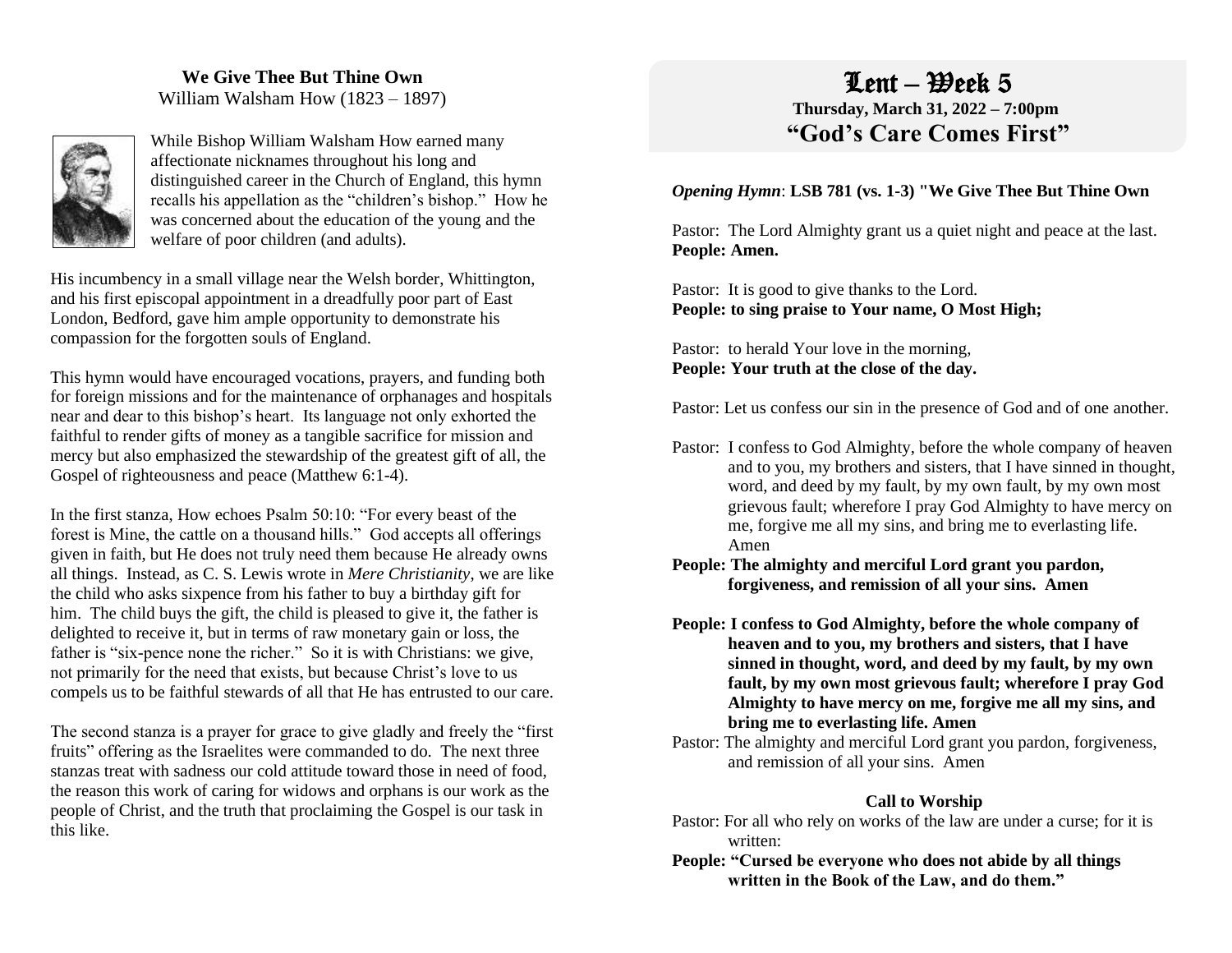**We Give Thee But Thine Own**
William Walsham How (1823 – 1897)

While Bishop William Walsham How earned many affectionate nicknames throughout his long and distinguished career in the Church of England, this hymn recalls his appellation as the "children's bishop." How he was concerned about the education of the young and the welfare of poor children (and adults).

His incumbency in a small village near the Welsh border, Whittington, and his first episcopal appointment in a dreadfully poor part of East London, Bedford, gave him ample opportunity to demonstrate his compassion for the forgotten souls of England.

This hymn would have encouraged vocations, prayers, and funding both for foreign missions and for the maintenance of orphanages and hospitals near and dear to this bishop's heart. Its language not only exhorted the faithful to render gifts of money as a tangible sacrifice for mission and mercy but also emphasized the stewardship of the greatest gift of all, the Gospel of righteousness and peace (Matthew 6:1-4).

In the first stanza, How echoes Psalm 50:10: "For every beast of the forest is Mine, the cattle on a thousand hills." God accepts all offerings given in faith, but He does not truly need them because He already owns all things. Instead, as C. S. Lewis wrote in *Mere Christianity*, we are like the child who asks sixpence from his father to buy a birthday gift for him. The child buys the gift, the child is pleased to give it, the father is delighted to receive it, but in terms of raw monetary gain or loss, the father is "six-pence none the richer." So it is with Christians: we give, not primarily for the need that exists, but because Christ's love to us compels us to be faithful stewards of all that He has entrusted to our care.

The second stanza is a prayer for grace to give gladly and freely the "first fruits" offering as the Israelites were commanded to do. The next three stanzas treat with sadness our cold attitude toward those in need of food, the reason this work of caring for widows and orphans is our work as the people of Christ, and the truth that proclaiming the Gospel is our task in this like.

# Lent – Week 5

**Thursday, March 31, 2022 – 7:00pm**

## "God's Care Comes First"

***Opening Hymn*: LSB 781 (vs. 1-3) "We Give Thee But Thine Own**

Pastor: The Lord Almighty grant us a quiet night and peace at the last.
**People: Amen.**

Pastor: It is good to give thanks to the Lord.
**People: to sing praise to Your name, O Most High;**

Pastor: to herald Your love in the morning,
**People: Your truth at the close of the day.**

Pastor: Let us confess our sin in the presence of God and of one another.

Pastor: I confess to God Almighty, before the whole company of heaven and to you, my brothers and sisters, that I have sinned in thought, word, and deed by my fault, by my own fault, by my own most grievous fault; wherefore I pray God Almighty to have mercy on me, forgive me all my sins, and bring me to everlasting life. Amen
**People: The almighty and merciful Lord grant you pardon, forgiveness, and remission of all your sins. Amen**

**People: I confess to God Almighty, before the whole company of heaven and to you, my brothers and sisters, that I have sinned in thought, word, and deed by my fault, by my own fault, by my own most grievous fault; wherefore I pray God Almighty to have mercy on me, forgive me all my sins, and bring me to everlasting life. Amen**
Pastor: The almighty and merciful Lord grant you pardon, forgiveness, and remission of all your sins. Amen

**Call to Worship**

Pastor: For all who rely on works of the law are under a curse; for it is written:
**People: "Cursed be everyone who does not abide by all things written in the Book of the Law, and do them."**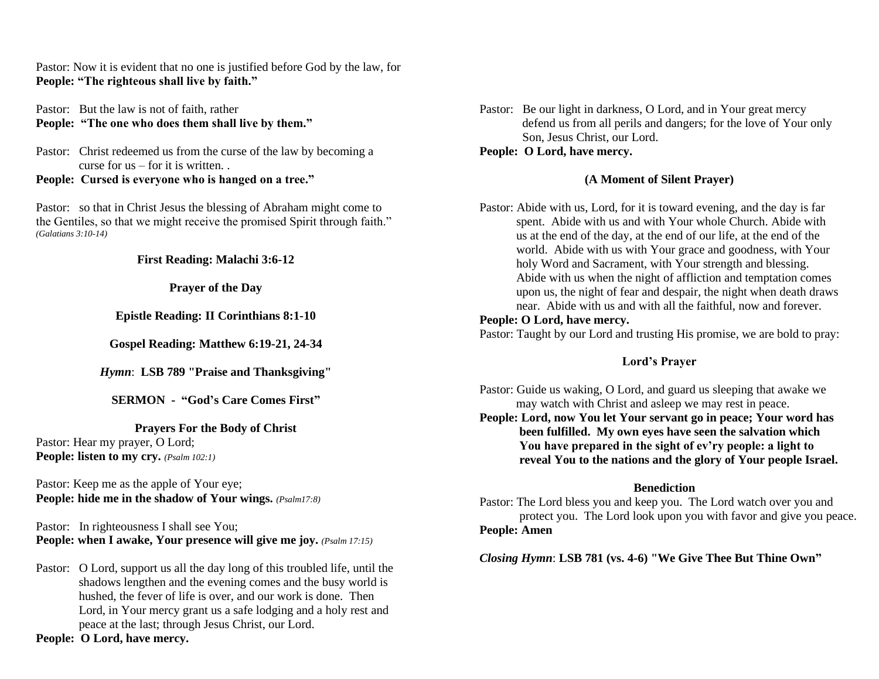Pastor: Now it is evident that no one is justified before God by the law, for
**People: "The righteous shall live by faith."**

Pastor: But the law is not of faith, rather
**People: "The one who does them shall live by them."**

Pastor: Christ redeemed us from the curse of the law by becoming a curse for us – for it is written. .
**People: Cursed is everyone who is hanged on a tree."**

Pastor: so that in Christ Jesus the blessing of Abraham might come to the Gentiles, so that we might receive the promised Spirit through faith." *(Galatians 3:10-14)*

**First Reading: Malachi 3:6-12**

**Prayer of the Day**

**Epistle Reading: II Corinthians 8:1-10**

**Gospel Reading: Matthew 6:19-21, 24-34**

*Hymn*: **LSB 789 "Praise and Thanksgiving"**

**SERMON - "God's Care Comes First"**

**Prayers For the Body of Christ**

Pastor: Hear my prayer, O Lord;
**People: listen to my cry.** *(Psalm 102:1)*

Pastor: Keep me as the apple of Your eye;
**People: hide me in the shadow of Your wings.** *(Psalm17:8)*

Pastor: In righteousness I shall see You;
**People: when I awake, Your presence will give me joy.** *(Psalm 17:15)*

Pastor: O Lord, support us all the day long of this troubled life, until the shadows lengthen and the evening comes and the busy world is hushed, the fever of life is over, and our work is done. Then Lord, in Your mercy grant us a safe lodging and a holy rest and peace at the last; through Jesus Christ, our Lord.
**People: O Lord, have mercy.**

Pastor: Be our light in darkness, O Lord, and in Your great mercy defend us from all perils and dangers; for the love of Your only Son, Jesus Christ, our Lord.
**People: O Lord, have mercy.**

**(A Moment of Silent Prayer)**

Pastor: Abide with us, Lord, for it is toward evening, and the day is far spent. Abide with us and with Your whole Church. Abide with us at the end of the day, at the end of our life, at the end of the world. Abide with us with Your grace and goodness, with Your holy Word and Sacrament, with Your strength and blessing. Abide with us when the night of affliction and temptation comes upon us, the night of fear and despair, the night when death draws near. Abide with us and with all the faithful, now and forever.
**People: O Lord, have mercy.**
Pastor: Taught by our Lord and trusting His promise, we are bold to pray:

**Lord's Prayer**

Pastor: Guide us waking, O Lord, and guard us sleeping that awake we may watch with Christ and asleep we may rest in peace.
**People: Lord, now You let Your servant go in peace; Your word has been fulfilled. My own eyes have seen the salvation which You have prepared in the sight of ev'ry people: a light to reveal You to the nations and the glory of Your people Israel.**

**Benediction**

Pastor: The Lord bless you and keep you. The Lord watch over you and protect you. The Lord look upon you with favor and give you peace.
**People: Amen**

*Closing Hymn*: **LSB 781 (vs. 4-6) "We Give Thee But Thine Own"**